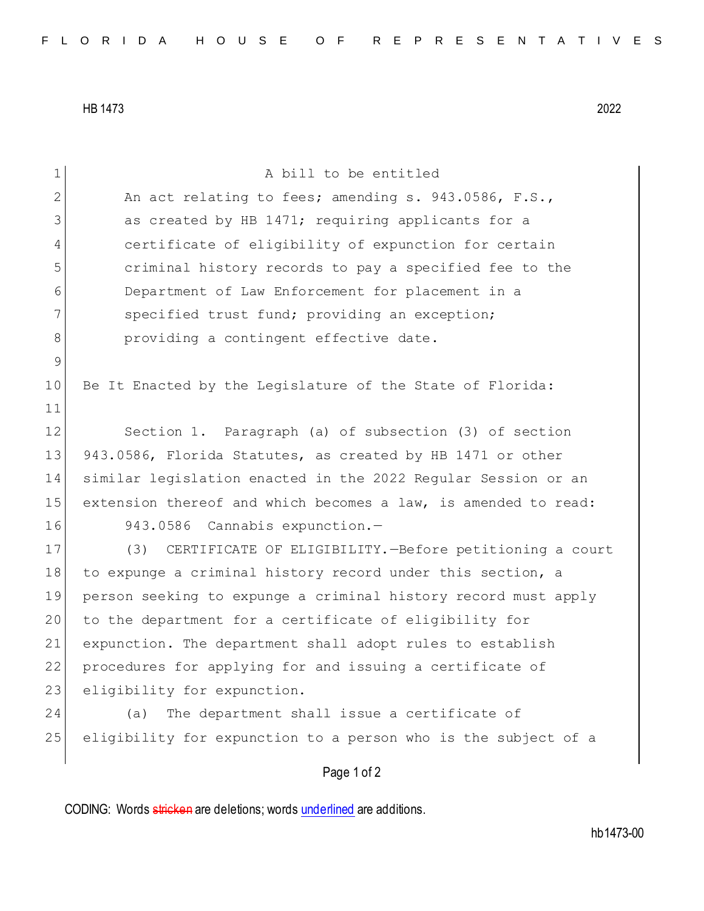HB 1473 2022

A bill to be entitled

An act relating to fees; amending s. 943.0586, F.S., as created by HB 1471; requiring applicants for a certificate of eligibility of expunction for certain criminal history records to pay a specified fee to the Department of Law Enforcement for placement in a specified trust fund; providing an exception; providing a contingent effective date.

Be It Enacted by the Legislature of the State of Florida:

Section 1. Paragraph (a) of subsection (3) of section 943.0586, Florida Statutes, as created by HB 1471 or other similar legislation enacted in the 2022 Regular Session or an extension thereof and which becomes a law, is amended to read:

943.0586 Cannabis expunction.—

(3) CERTIFICATE OF ELIGIBILITY.—Before petitioning a court to expunge a criminal history record under this section, a person seeking to expunge a criminal history record must apply to the department for a certificate of eligibility for expunction. The department shall adopt rules to establish procedures for applying for and issuing a certificate of eligibility for expunction.

(a) The department shall issue a certificate of eligibility for expunction to a person who is the subject of a

CODING: Words stricken are deletions; words underlined are additions.

hb1473-00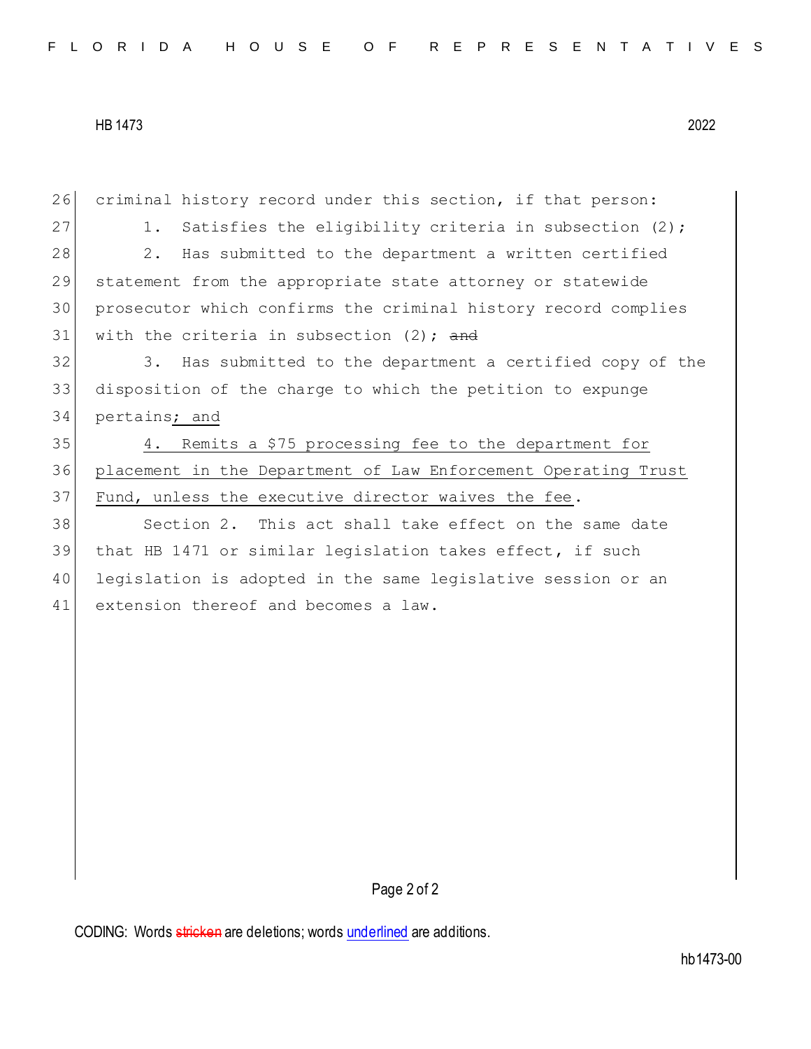criminal history record under this section, if that person:

1. Satisfies the eligibility criteria in subsection (2);

2. Has submitted to the department a written certified statement from the appropriate state attorney or statewide prosecutor which confirms the criminal history record complies with the criteria in subsection (2); ~~and~~

3. Has submitted to the department a certified copy of the disposition of the charge to which the petition to expunge pertains; and

4. Remits a $75 processing fee to the department for placement in the Department of Law Enforcement Operating Trust Fund, unless the executive director waives the fee.

Section 2. This act shall take effect on the same date that HB 1471 or similar legislation takes effect, if such legislation is adopted in the same legislative session or an extension thereof and becomes a law.

CODING: Words ~~stricken~~ are deletions; words underlined are additions.